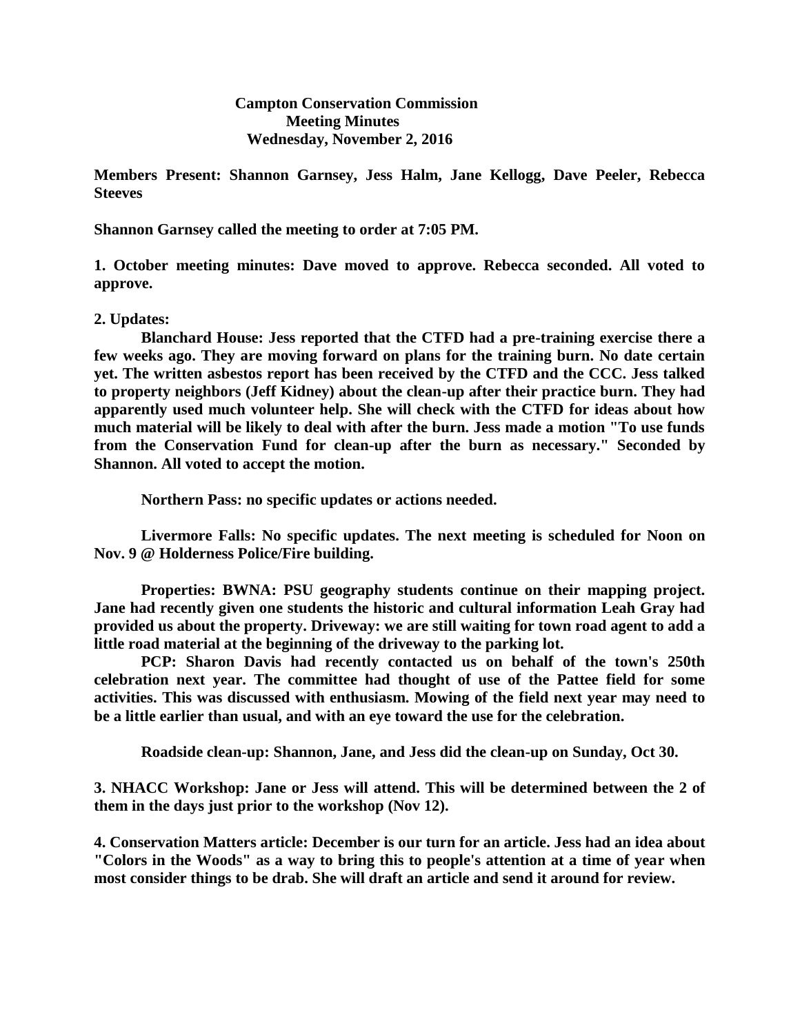**Campton Conservation Commission**
**Meeting Minutes**
**Wednesday, November 2, 2016**

**Members Present: Shannon Garnsey, Jess Halm, Jane Kellogg, Dave Peeler, Rebecca Steeves**

**Shannon Garnsey called the meeting to order at 7:05 PM.**

**1. October meeting minutes: Dave moved to approve. Rebecca seconded. All voted to approve.**

**2. Updates:**

**Blanchard House: Jess reported that the CTFD had a pre-training exercise there a few weeks ago. They are moving forward on plans for the training burn. No date certain yet. The written asbestos report has been received by the CTFD and the CCC. Jess talked to property neighbors (Jeff Kidney) about the clean-up after their practice burn. They had apparently used much volunteer help. She will check with the CTFD for ideas about how much material will be likely to deal with after the burn. Jess made a motion "To use funds from the Conservation Fund for clean-up after the burn as necessary." Seconded by Shannon. All voted to accept the motion.**

**Northern Pass: no specific updates or actions needed.**

**Livermore Falls: No specific updates. The next meeting is scheduled for Noon on Nov. 9 @ Holderness Police/Fire building.**

**Properties: BWNA: PSU geography students continue on their mapping project. Jane had recently given one students the historic and cultural information Leah Gray had provided us about the property. Driveway: we are still waiting for town road agent to add a little road material at the beginning of the driveway to the parking lot.**

**PCP: Sharon Davis had recently contacted us on behalf of the town's 250th celebration next year. The committee had thought of use of the Pattee field for some activities. This was discussed with enthusiasm. Mowing of the field next year may need to be a little earlier than usual, and with an eye toward the use for the celebration.**

**Roadside clean-up: Shannon, Jane, and Jess did the clean-up on Sunday, Oct 30.**

**3. NHACC Workshop: Jane or Jess will attend. This will be determined between the 2 of them in the days just prior to the workshop (Nov 12).**

**4. Conservation Matters article: December is our turn for an article. Jess had an idea about "Colors in the Woods" as a way to bring this to people's attention at a time of year when most consider things to be drab. She will draft an article and send it around for review.**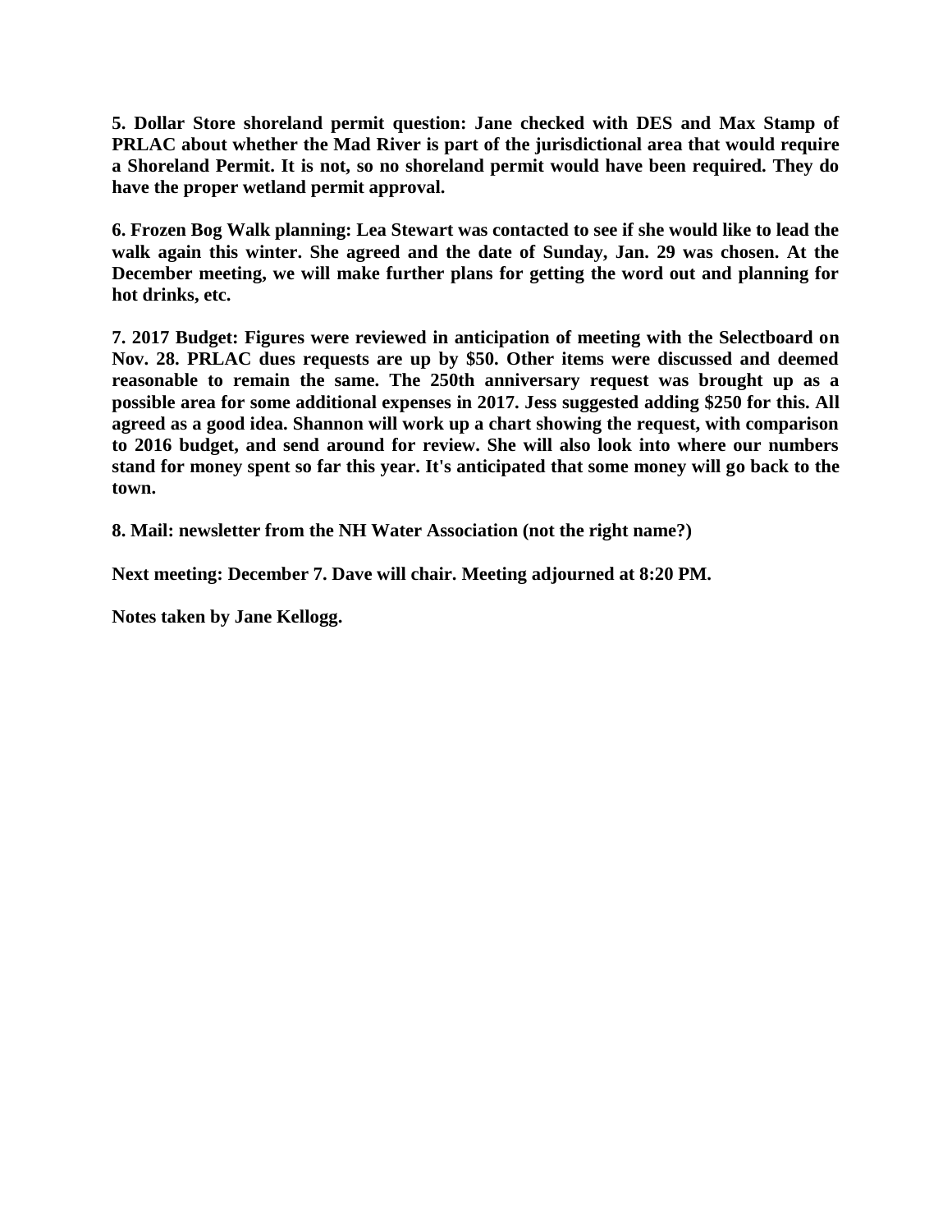**5. Dollar Store shoreland permit question: Jane checked with DES and Max Stamp of PRLAC about whether the Mad River is part of the jurisdictional area that would require a Shoreland Permit. It is not, so no shoreland permit would have been required. They do have the proper wetland permit approval.**

**6. Frozen Bog Walk planning: Lea Stewart was contacted to see if she would like to lead the walk again this winter. She agreed and the date of Sunday, Jan. 29 was chosen. At the December meeting, we will make further plans for getting the word out and planning for hot drinks, etc.**

**7. 2017 Budget: Figures were reviewed in anticipation of meeting with the Selectboard on Nov. 28. PRLAC dues requests are up by $50. Other items were discussed and deemed reasonable to remain the same. The 250th anniversary request was brought up as a possible area for some additional expenses in 2017. Jess suggested adding $250 for this. All agreed as a good idea. Shannon will work up a chart showing the request, with comparison to 2016 budget, and send around for review. She will also look into where our numbers stand for money spent so far this year. It's anticipated that some money will go back to the town.**

**8. Mail: newsletter from the NH Water Association (not the right name?)**

**Next meeting: December 7. Dave will chair. Meeting adjourned at 8:20 PM.**

**Notes taken by Jane Kellogg.**